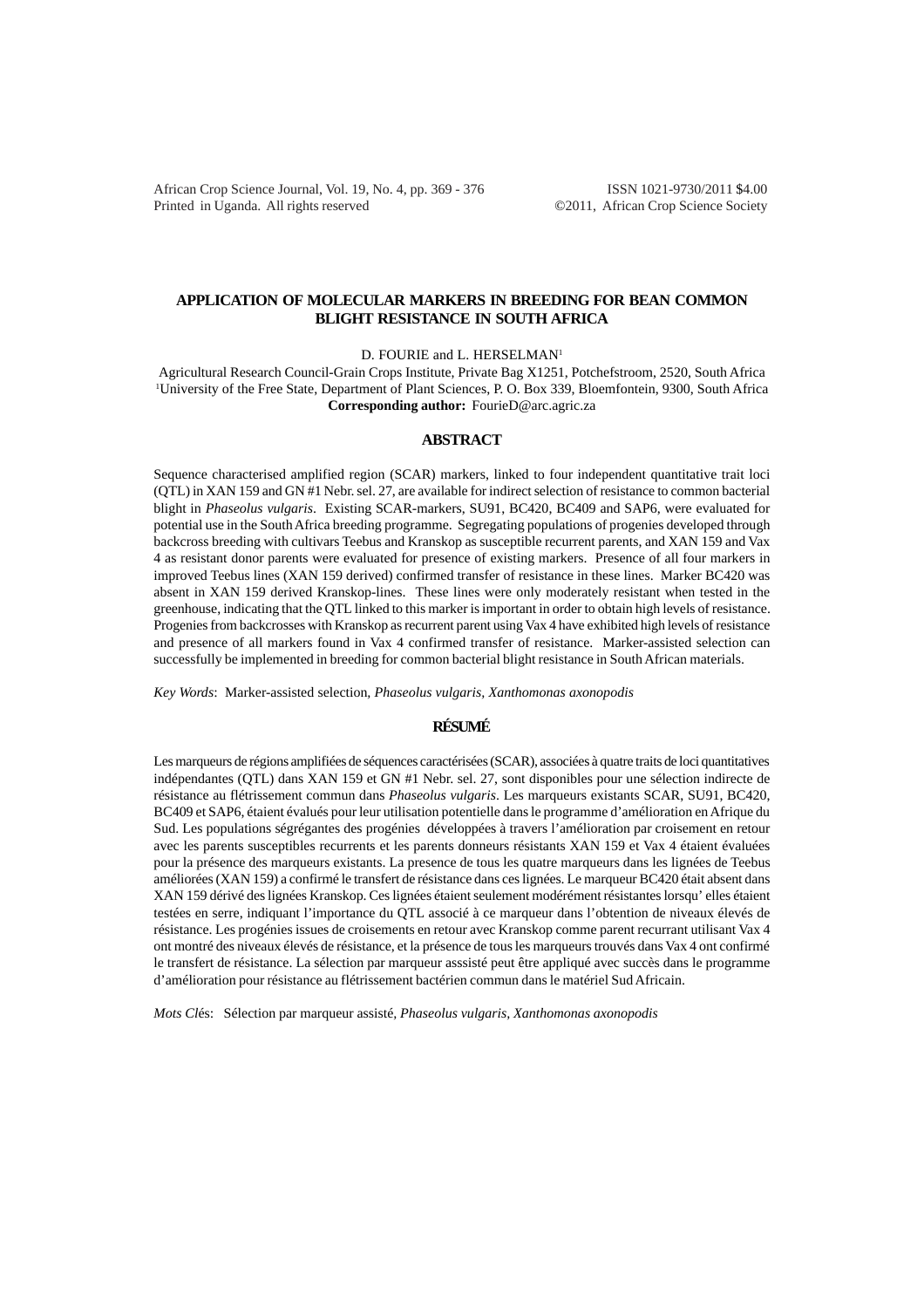# APPLICATION OF MOLECULAR MARKERS IN BREEDING FOR BEAN COMMON BLIGHT RESISTANCE IN SOUTH AFRICA

D. FOURIE and L. HERSELMAN[1]

Agricultural Research Council-Grain Crops Institute, Private Bag X1251, Potchefstroom, 2520, South Africa
[1]University of the Free State, Department of Plant Sciences, P. O. Box 339, Bloemfontein, 9300, South Africa
**Corresponding author:** FourieD@arc.agric.za

## ABSTRACT

Sequence characterised amplified region (SCAR) markers, linked to four independent quantitative trait loci (QTL) in XAN 159 and GN #1 Nebr. sel. 27, are available for indirect selection of resistance to common bacterial blight in *Phaseolus vulgaris*. Existing SCAR-markers, SU91, BC420, BC409 and SAP6, were evaluated for potential use in the South Africa breeding programme. Segregating populations of progenies developed through backcross breeding with cultivars Teebus and Kranskop as susceptible recurrent parents, and XAN 159 and Vax 4 as resistant donor parents were evaluated for presence of existing markers. Presence of all four markers in improved Teebus lines (XAN 159 derived) confirmed transfer of resistance in these lines. Marker BC420 was absent in XAN 159 derived Kranskop-lines. These lines were only moderately resistant when tested in the greenhouse, indicating that the QTL linked to this marker is important in order to obtain high levels of resistance. Progenies from backcrosses with Kranskop as recurrent parent using Vax 4 have exhibited high levels of resistance and presence of all markers found in Vax 4 confirmed transfer of resistance. Marker-assisted selection can successfully be implemented in breeding for common bacterial blight resistance in South African materials.

*Key Words*: Marker-assisted selection, *Phaseolus vulgaris*, *Xanthomonas axonopodis*

## RÉSUMÉ

Les marqueurs de régions amplifiées de séquences caractérisées (SCAR), associées à quatre traits de loci quantitatives indépendantes (QTL) dans XAN 159 et GN #1 Nebr. sel. 27, sont disponibles pour une sélection indirecte de résistance au flétrissement commun dans *Phaseolus vulgaris*. Les marqueurs existants SCAR, SU91, BC420, BC409 et SAP6, étaient évalués pour leur utilisation potentielle dans le programme d'amélioration en Afrique du Sud. Les populations ségrégantes des progénies développées à travers l'amélioration par croisement en retour avec les parents susceptibles recurrents et les parents donneurs résistants XAN 159 et Vax 4 étaient évaluées pour la présence des marqueurs existants. La presence de tous les quatre marqueurs dans les lignées de Teebus améliorées (XAN 159) a confirmé le transfert de résistance dans ces lignées. Le marqueur BC420 était absent dans XAN 159 dérivé des lignées Kranskop. Ces lignées étaient seulement modérément résistantes lorsqu' elles étaient testées en serre, indiquant l'importance du QTL associé à ce marqueur dans l'obtention de niveaux élevés de résistance. Les progénies issues de croisements en retour avec Kranskop comme parent recurrant utilisant Vax 4 ont montré des niveaux élevés de résistance, et la présence de tous les marqueurs trouvés dans Vax 4 ont confirmé le transfert de résistance. La sélection par marqueur asssisté peut être appliqué avec succès dans le programme d'amélioration pour résistance au flétrissement bactérien commun dans le matériel Sud Africain.

*Mots Cl*és: Sélection par marqueur assisté, *Phaseolus vulgaris*, *Xanthomonas axonopodis*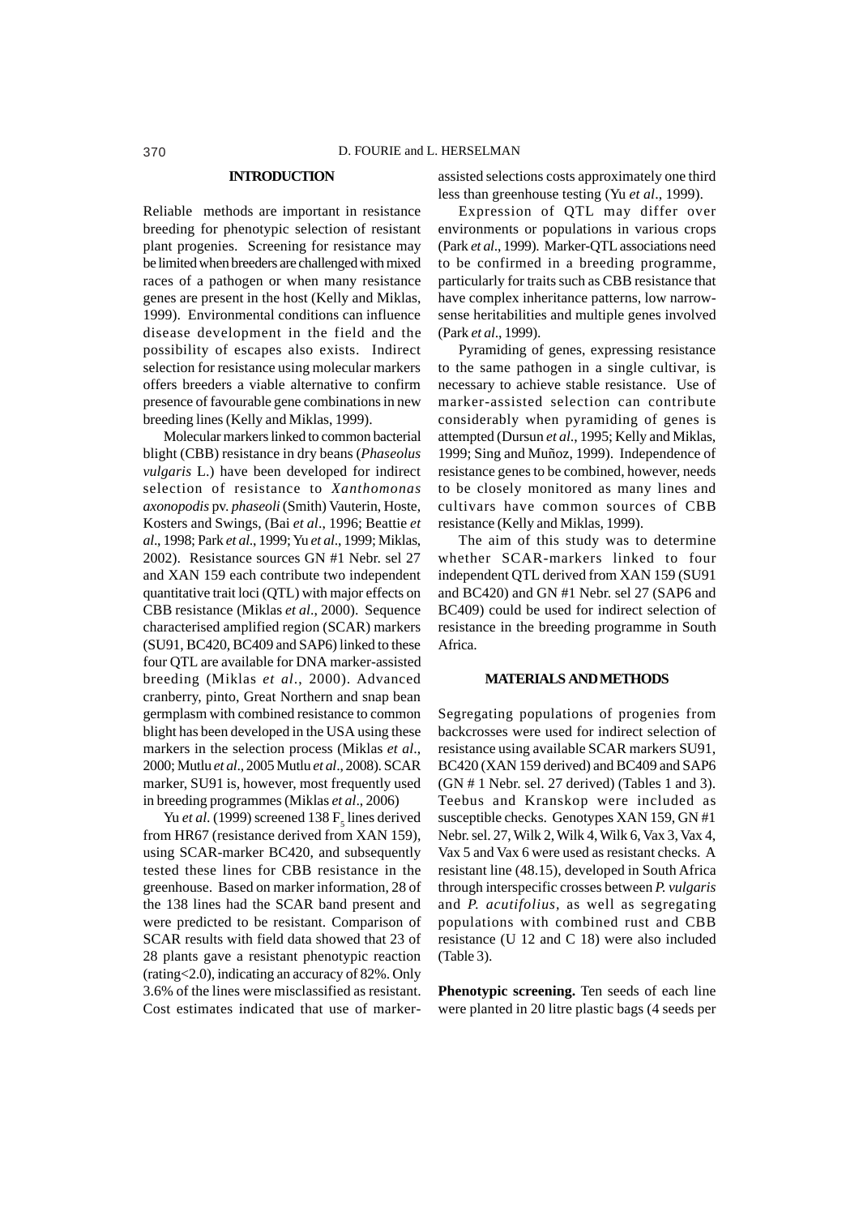## INTRODUCTION

Reliable methods are important in resistance breeding for phenotypic selection of resistant plant progenies. Screening for resistance may be limited when breeders are challenged with mixed races of a pathogen or when many resistance genes are present in the host (Kelly and Miklas, 1999). Environmental conditions can influence disease development in the field and the possibility of escapes also exists. Indirect selection for resistance using molecular markers offers breeders a viable alternative to confirm presence of favourable gene combinations in new breeding lines (Kelly and Miklas, 1999).

Molecular markers linked to common bacterial blight (CBB) resistance in dry beans (*Phaseolus vulgaris* L.) have been developed for indirect selection of resistance to *Xanthomonas axonopodis* pv. *phaseoli* (Smith) Vauterin, Hoste, Kosters and Swings, (Bai *et al*., 1996; Beattie *et al*., 1998; Park *et al*., 1999; Yu *et al*., 1999; Miklas, 2002). Resistance sources GN #1 Nebr. sel 27 and XAN 159 each contribute two independent quantitative trait loci (QTL) with major effects on CBB resistance (Miklas *et al*., 2000). Sequence characterised amplified region (SCAR) markers (SU91, BC420, BC409 and SAP6) linked to these four QTL are available for DNA marker-assisted breeding (Miklas *et al*., 2000). Advanced cranberry, pinto, Great Northern and snap bean germplasm with combined resistance to common blight has been developed in the USA using these markers in the selection process (Miklas *et al*., 2000; Mutlu *et al*., 2005 Mutlu *et al*., 2008). SCAR marker, SU91 is, however, most frequently used in breeding programmes (Miklas *et al*., 2006)

Yu *et al.* (1999) screened 138 $F_5$ lines derived from HR67 (resistance derived from XAN 159), using SCAR-marker BC420, and subsequently tested these lines for CBB resistance in the greenhouse. Based on marker information, 28 of the 138 lines had the SCAR band present and were predicted to be resistant. Comparison of SCAR results with field data showed that 23 of 28 plants gave a resistant phenotypic reaction (rating<2.0), indicating an accuracy of 82%. Only 3.6% of the lines were misclassified as resistant. Cost estimates indicated that use of marker-assisted selections costs approximately one third less than greenhouse testing (Yu *et al*., 1999).

Expression of QTL may differ over environments or populations in various crops (Park *et al*., 1999). Marker-QTL associations need to be confirmed in a breeding programme, particularly for traits such as CBB resistance that have complex inheritance patterns, low narrow-sense heritabilities and multiple genes involved (Park *et al*., 1999).

Pyramiding of genes, expressing resistance to the same pathogen in a single cultivar, is necessary to achieve stable resistance. Use of marker-assisted selection can contribute considerably when pyramiding of genes is attempted (Dursun *et al*., 1995; Kelly and Miklas, 1999; Sing and Muñoz, 1999). Independence of resistance genes to be combined, however, needs to be closely monitored as many lines and cultivars have common sources of CBB resistance (Kelly and Miklas, 1999).

The aim of this study was to determine whether SCAR-markers linked to four independent QTL derived from XAN 159 (SU91 and BC420) and GN #1 Nebr. sel 27 (SAP6 and BC409) could be used for indirect selection of resistance in the breeding programme in South Africa.

## MATERIALS AND METHODS

Segregating populations of progenies from backcrosses were used for indirect selection of resistance using available SCAR markers SU91, BC420 (XAN 159 derived) and BC409 and SAP6 (GN # 1 Nebr. sel. 27 derived) (Tables 1 and 3). Teebus and Kranskop were included as susceptible checks. Genotypes XAN 159, GN #1 Nebr. sel. 27, Wilk 2, Wilk 4, Wilk 6, Vax 3, Vax 4, Vax 5 and Vax 6 were used as resistant checks. A resistant line (48.15), developed in South Africa through interspecific crosses between *P. vulgaris* and *P. acutifolius*, as well as segregating populations with combined rust and CBB resistance (U 12 and C 18) were also included (Table 3).

**Phenotypic screening.** Ten seeds of each line were planted in 20 litre plastic bags (4 seeds per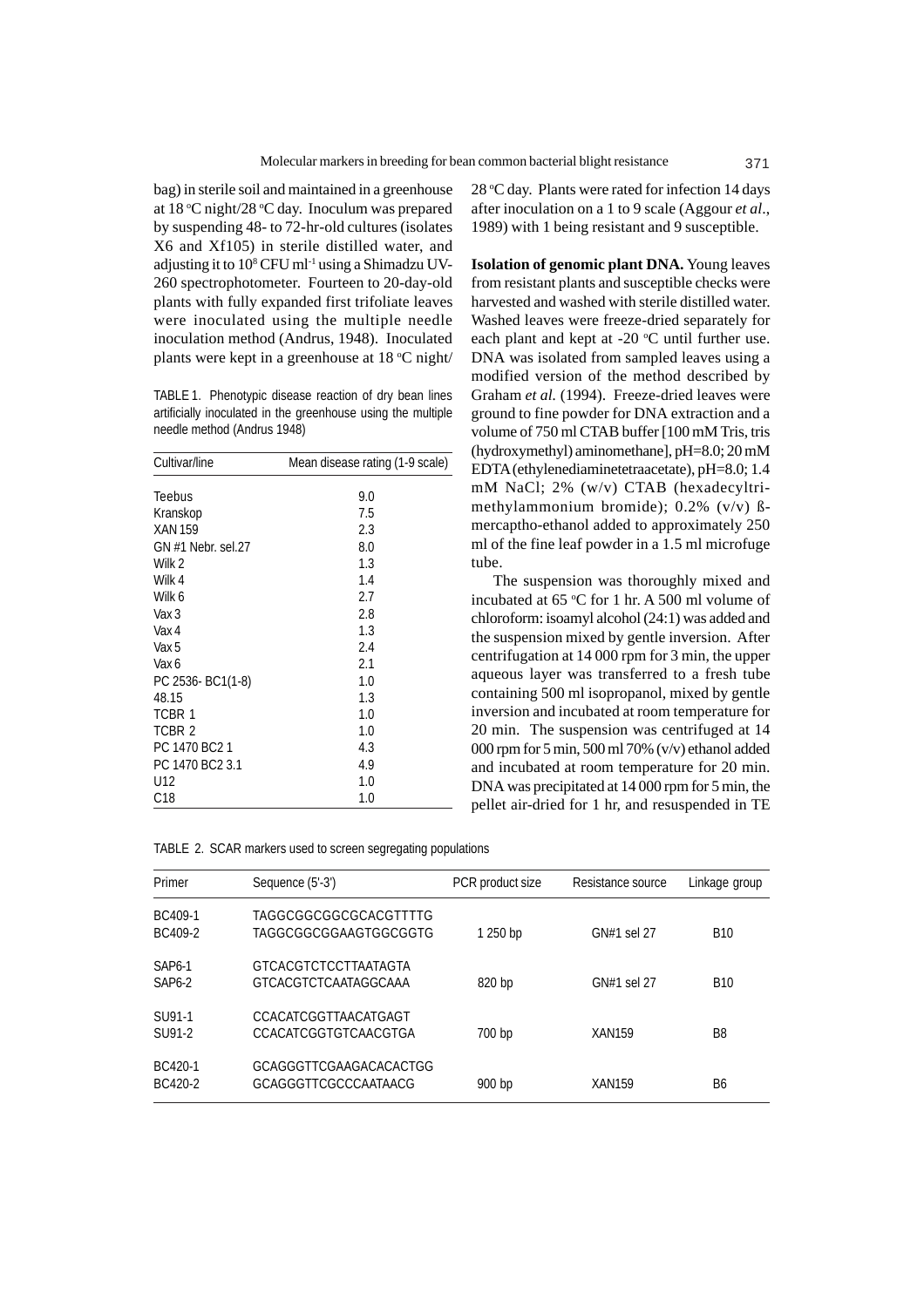bag) in sterile soil and maintained in a greenhouse at 18 °C night/28 °C day. Inoculum was prepared by suspending 48- to 72-hr-old cultures (isolates X6 and Xf105) in sterile distilled water, and adjusting it to $10^8$ CFU ml$^{-1}$ using a Shimadzu UV-260 spectrophotometer. Fourteen to 20-day-old plants with fully expanded first trifoliate leaves were inoculated using the multiple needle inoculation method (Andrus, 1948). Inoculated plants were kept in a greenhouse at 18 °C night/28 °C day. Plants were rated for infection 14 days after inoculation on a 1 to 9 scale (Aggour *et al*., 1989) with 1 being resistant and 9 susceptible.

TABLE 1. Phenotypic disease reaction of dry bean lines artificially inoculated in the greenhouse using the multiple needle method (Andrus 1948)

| Cultivar/line | Mean disease rating (1-9 scale) |
|---|---|
| Teebus | 9.0 |
| Kranskop | 7.5 |
| XAN 159 | 2.3 |
| GN #1 Nebr. sel.27 | 8.0 |
| Wilk 2 | 1.3 |
| Wilk 4 | 1.4 |
| Wilk 6 | 2.7 |
| Vax 3 | 2.8 |
| Vax 4 | 1.3 |
| Vax 5 | 2.4 |
| Vax 6 | 2.1 |
| PC 2536- BC1(1-8) | 1.0 |
| 48.15 | 1.3 |
| TCBR 1 | 1.0 |
| TCBR 2 | 1.0 |
| PC 1470 BC2 1 | 4.3 |
| PC 1470 BC2 3.1 | 4.9 |
| U12 | 1.0 |
| C18 | 1.0 |

**Isolation of genomic plant DNA.** Young leaves from resistant plants and susceptible checks were harvested and washed with sterile distilled water. Washed leaves were freeze-dried separately for each plant and kept at -20 °C until further use. DNA was isolated from sampled leaves using a modified version of the method described by Graham *et al.* (1994). Freeze-dried leaves were ground to fine powder for DNA extraction and a volume of 750 ml CTAB buffer [100 mM Tris, tris (hydroxymethyl) aminomethane], pH=8.0; 20 mM EDTA (ethylenediaminetetraacetate), pH=8.0; 1.4 mM NaCl; 2% (w/v) CTAB (hexadecyltrimethylammonium bromide); 0.2% (v/v) ß-mercaptho-ethanol added to approximately 250 ml of the fine leaf powder in a 1.5 ml microfuge tube.

The suspension was thoroughly mixed and incubated at 65 °C for 1 hr. A 500 ml volume of chloroform: isoamyl alcohol (24:1) was added and the suspension mixed by gentle inversion. After centrifugation at 14 000 rpm for 3 min, the upper aqueous layer was transferred to a fresh tube containing 500 ml isopropanol, mixed by gentle inversion and incubated at room temperature for 20 min. The suspension was centrifuged at 14 000 rpm for 5 min, 500 ml 70% (v/v) ethanol added and incubated at room temperature for 20 min. DNA was precipitated at 14 000 rpm for 5 min, the pellet air-dried for 1 hr, and resuspended in TE

TABLE 2. SCAR markers used to screen segregating populations

| Primer | Sequence (5'-3') | PCR product size | Resistance source | Linkage group |
|---|---|---|---|---|
| BC409-1<br>BC409-2 | TAGGCGGCGGCGCACGTTTTG<br>TAGGCGGCGGAAGTGGCGGTG | 1 250 bp | GN#1 sel 27 | B10 |
| SAP6-1<br>SAP6-2 | GTCACGTCTCCTTAATAGTA<br>GTCACGTCTCAATAGGCAAA | 820 bp | GN#1 sel 27 | B10 |
| SU91-1<br>SU91-2 | CCACATCGGTTAACATGAGT<br>CCACATCGGTGTCAACGTGA | 700 bp | XAN159 | B8 |
| BC420-1<br>BC420-2 | GCAGGGTTCGAAGACACACTGG<br>GCAGGGTTCGCCCAATAACG | 900 bp | XAN159 | B6 |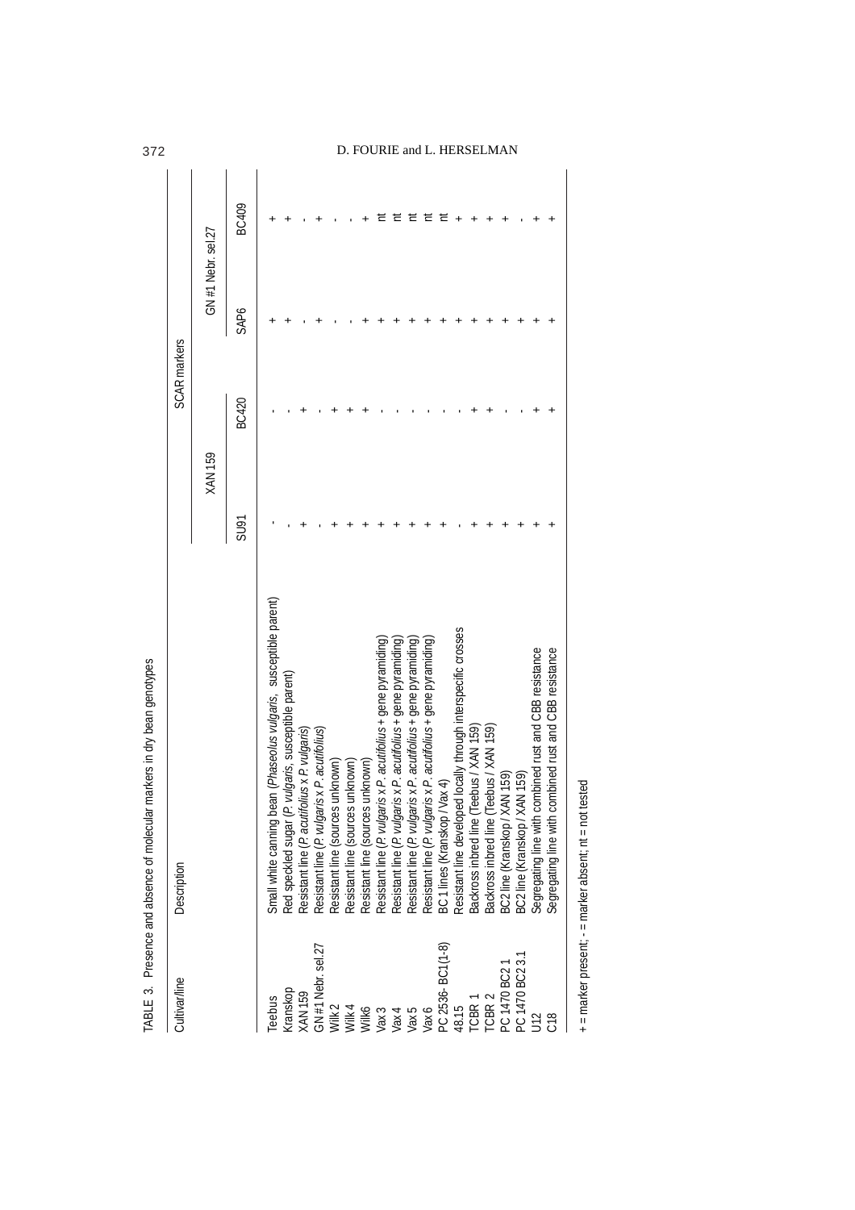TABLE 3. Presence and absence of molecular markers in dry bean genotypes

| Cultivar/line | Description | SCAR markers | | | |
|---|---|---|---|---|---|
| | | XAN 159 | | GN #1 Nebr. sel.27 | |
| | | SU91 | BC420 | SAP6 | BC409 |
| Teebus | Small white canning bean (*Phaseolus vulgaris*, susceptible parent) | - | - | + | + |
| Kranskop | Red speckled sugar (*P. vulgaris*, susceptible parent) | - | - | + | + |
| XAN 159 | Resistant line (*P. acutifolius* x *P. vulgaris*) | + | + | - | - |
| GN #1 Nebr. sel.27 | Resistant line (*P. vulgaris* x *P. acutifolius*) | - | - | + | + |
| Wilk 2 | Resistant line (sources unknown) | + | + | - | - |
| Wilk 4 | Resistant line (sources unknown) | + | + | - | - |
| Wilk6 | Resistant line (sources unknown) | + | + | + | + |
| Vax 3 | Resistant line (*P. vulgaris* x *P. acutifolius* + gene pyramiding) | + | - | + | nt |
| Vax 4 | Resistant line (*P. vulgaris* x *P. acutifolius* + gene pyramiding) | + | - | + | nt |
| Vax 5 | Resistant line (*P. vulgaris* x *P. acutifolius* + gene pyramiding) | + | - | + | nt |
| Vax 6 | Resistant line (*P. vulgaris* x *P. acutifolius* + gene pyramiding) | + | - | + | nt |
| PC 2536- BC1(1-8) | BC 1 lines (Kranskop / Vax 4) | + | - | + | nt |
| 48.15 | Resistant line developed locally through interspecific crosses | - | - | + | + |
| TCBR 1 | Backross inbred line (Teebus / XAN 159) | + | + | + | + |
| TCBR 2 | Backross inbred line (Teebus / XAN 159) | + | + | + | + |
| PC 1470 BC2 1 | BC2 line (Kranskop / XAN 159) | + | - | + | + |
| PC 1470 BC2 3.1 | BC2 line (Kranskop / XAN 159) | + | - | + | - |
| U12 | Segregating line with combined rust and CBB resistance | + | + | + | + |
| C18 | Segregating line with combined rust and CBB resistance | + | + | + | + |

+ = marker present; - = marker absent; nt = not tested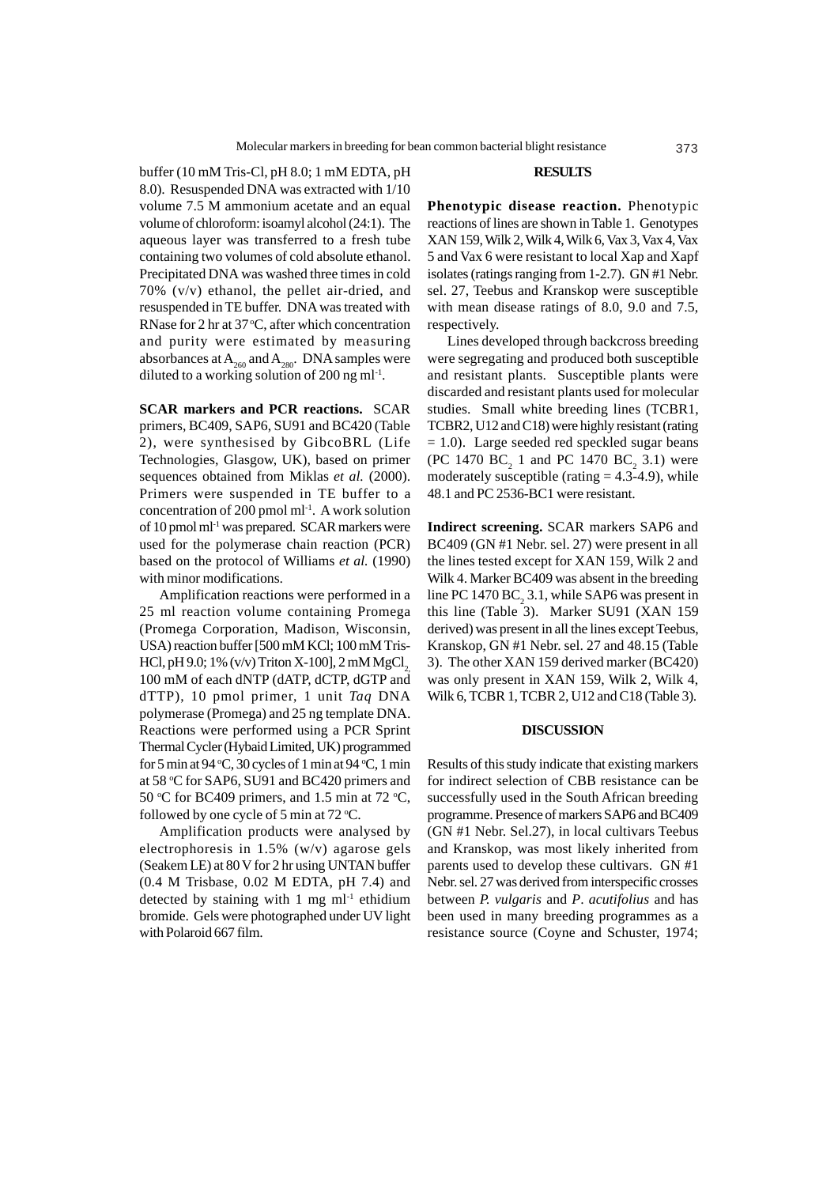buffer (10 mM Tris-Cl, pH 8.0; 1 mM EDTA, pH 8.0). Resuspended DNA was extracted with 1/10 volume 7.5 M ammonium acetate and an equal volume of chloroform: isoamyl alcohol (24:1). The aqueous layer was transferred to a fresh tube containing two volumes of cold absolute ethanol. Precipitated DNA was washed three times in cold 70% (v/v) ethanol, the pellet air-dried, and resuspended in TE buffer. DNA was treated with RNase for 2 hr at 37 °C, after which concentration and purity were estimated by measuring absorbances at $A_{260}$ and $A_{280}$. DNA samples were diluted to a working solution of 200 ng ml$^{-1}$.

**SCAR markers and PCR reactions.** SCAR primers, BC409, SAP6, SU91 and BC420 (Table 2), were synthesised by GibcoBRL (Life Technologies, Glasgow, UK), based on primer sequences obtained from Miklas *et al.* (2000). Primers were suspended in TE buffer to a concentration of 200 pmol ml$^{-1}$. A work solution of 10 pmol ml$^{-1}$ was prepared. SCAR markers were used for the polymerase chain reaction (PCR) based on the protocol of Williams *et al.* (1990) with minor modifications.

Amplification reactions were performed in a 25 ml reaction volume containing Promega (Promega Corporation, Madison, Wisconsin, USA) reaction buffer [500 mM KCl; 100 mM Tris-HCl, pH 9.0; 1% (v/v) Triton X-100], 2 mM $MgCl_2$, 100 mM of each dNTP (dATP, dCTP, dGTP and dTTP), 10 pmol primer, 1 unit *Taq* DNA polymerase (Promega) and 25 ng template DNA. Reactions were performed using a PCR Sprint Thermal Cycler (Hybaid Limited, UK) programmed for 5 min at 94 °C, 30 cycles of 1 min at 94 °C, 1 min at 58 °C for SAP6, SU91 and BC420 primers and 50 °C for BC409 primers, and 1.5 min at 72 °C, followed by one cycle of 5 min at 72 °C.

Amplification products were analysed by electrophoresis in 1.5% (w/v) agarose gels (Seakem LE) at 80 V for 2 hr using UNTAN buffer (0.4 M Trisbase, 0.02 M EDTA, pH 7.4) and detected by staining with 1 mg ml$^{-1}$ ethidium bromide. Gels were photographed under UV light with Polaroid 667 film.

## RESULTS

**Phenotypic disease reaction.** Phenotypic reactions of lines are shown in Table 1. Genotypes XAN 159, Wilk 2, Wilk 4, Wilk 6, Vax 3, Vax 4, Vax 5 and Vax 6 were resistant to local Xap and Xapf isolates (ratings ranging from 1-2.7). GN #1 Nebr. sel. 27, Teebus and Kranskop were susceptible with mean disease ratings of 8.0, 9.0 and 7.5, respectively.

Lines developed through backcross breeding were segregating and produced both susceptible and resistant plants. Susceptible plants were discarded and resistant plants used for molecular studies. Small white breeding lines (TCBR1, TCBR2, U12 and C18) were highly resistant (rating = 1.0). Large seeded red speckled sugar beans (PC 1470 $BC_2$ 1 and PC 1470 $BC_2$ 3.1) were moderately susceptible (rating = 4.3-4.9), while 48.1 and PC 2536-BC1 were resistant.

**Indirect screening.** SCAR markers SAP6 and BC409 (GN #1 Nebr. sel. 27) were present in all the lines tested except for XAN 159, Wilk 2 and Wilk 4. Marker BC409 was absent in the breeding line PC 1470 $BC_2$ 3.1, while SAP6 was present in this line (Table 3). Marker SU91 (XAN 159 derived) was present in all the lines except Teebus, Kranskop, GN #1 Nebr. sel. 27 and 48.15 (Table 3). The other XAN 159 derived marker (BC420) was only present in XAN 159, Wilk 2, Wilk 4, Wilk 6, TCBR 1, TCBR 2, U12 and C18 (Table 3).

## DISCUSSION

Results of this study indicate that existing markers for indirect selection of CBB resistance can be successfully used in the South African breeding programme. Presence of markers SAP6 and BC409 (GN #1 Nebr. Sel.27), in local cultivars Teebus and Kranskop, was most likely inherited from parents used to develop these cultivars. GN #1 Nebr. sel. 27 was derived from interspecific crosses between *P. vulgaris* and *P*. *acutifolius* and has been used in many breeding programmes as a resistance source (Coyne and Schuster, 1974;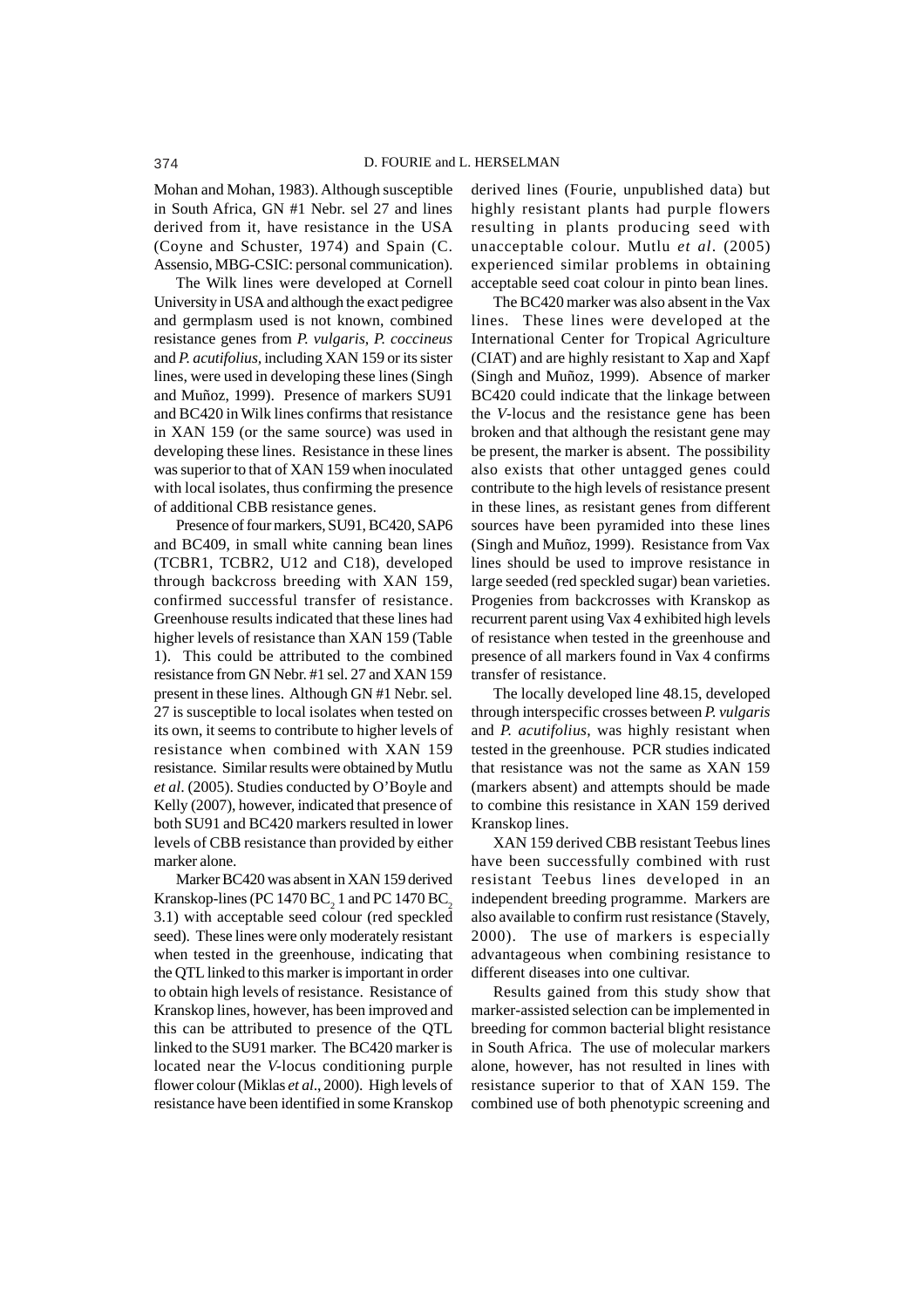Mohan and Mohan, 1983). Although susceptible in South Africa, GN #1 Nebr. sel 27 and lines derived from it, have resistance in the USA (Coyne and Schuster, 1974) and Spain (C. Assensio, MBG-CSIC: personal communication).

The Wilk lines were developed at Cornell University in USA and although the exact pedigree and germplasm used is not known, combined resistance genes from *P. vulgaris*, *P. coccineus* and *P. acutifolius*, including XAN 159 or its sister lines, were used in developing these lines (Singh and Muñoz, 1999). Presence of markers SU91 and BC420 in Wilk lines confirms that resistance in XAN 159 (or the same source) was used in developing these lines. Resistance in these lines was superior to that of XAN 159 when inoculated with local isolates, thus confirming the presence of additional CBB resistance genes.

Presence of four markers, SU91, BC420, SAP6 and BC409, in small white canning bean lines (TCBR1, TCBR2, U12 and C18), developed through backcross breeding with XAN 159, confirmed successful transfer of resistance. Greenhouse results indicated that these lines had higher levels of resistance than XAN 159 (Table 1). This could be attributed to the combined resistance from GN Nebr. #1 sel. 27 and XAN 159 present in these lines. Although GN #1 Nebr. sel. 27 is susceptible to local isolates when tested on its own, it seems to contribute to higher levels of resistance when combined with XAN 159 resistance. Similar results were obtained by Mutlu *et al*. (2005). Studies conducted by O'Boyle and Kelly (2007), however, indicated that presence of both SU91 and BC420 markers resulted in lower levels of CBB resistance than provided by either marker alone.

Marker BC420 was absent in XAN 159 derived Kranskop-lines (PC 1470 $BC_2$ 1 and PC 1470 $BC_2$ 3.1) with acceptable seed colour (red speckled seed). These lines were only moderately resistant when tested in the greenhouse, indicating that the QTL linked to this marker is important in order to obtain high levels of resistance. Resistance of Kranskop lines, however, has been improved and this can be attributed to presence of the QTL linked to the SU91 marker. The BC420 marker is located near the *V*-locus conditioning purple flower colour (Miklas *et al*., 2000). High levels of resistance have been identified in some Kranskop derived lines (Fourie, unpublished data) but highly resistant plants had purple flowers resulting in plants producing seed with unacceptable colour. Mutlu *et al*. (2005) experienced similar problems in obtaining acceptable seed coat colour in pinto bean lines.

The BC420 marker was also absent in the Vax lines. These lines were developed at the International Center for Tropical Agriculture (CIAT) and are highly resistant to Xap and Xapf (Singh and Muñoz, 1999). Absence of marker BC420 could indicate that the linkage between the *V*-locus and the resistance gene has been broken and that although the resistant gene may be present, the marker is absent. The possibility also exists that other untagged genes could contribute to the high levels of resistance present in these lines, as resistant genes from different sources have been pyramided into these lines (Singh and Muñoz, 1999). Resistance from Vax lines should be used to improve resistance in large seeded (red speckled sugar) bean varieties. Progenies from backcrosses with Kranskop as recurrent parent using Vax 4 exhibited high levels of resistance when tested in the greenhouse and presence of all markers found in Vax 4 confirms transfer of resistance.

The locally developed line 48.15, developed through interspecific crosses between *P. vulgaris* and *P. acutifolius*, was highly resistant when tested in the greenhouse. PCR studies indicated that resistance was not the same as XAN 159 (markers absent) and attempts should be made to combine this resistance in XAN 159 derived Kranskop lines.

XAN 159 derived CBB resistant Teebus lines have been successfully combined with rust resistant Teebus lines developed in an independent breeding programme. Markers are also available to confirm rust resistance (Stavely, 2000). The use of markers is especially advantageous when combining resistance to different diseases into one cultivar.

Results gained from this study show that marker-assisted selection can be implemented in breeding for common bacterial blight resistance in South Africa. The use of molecular markers alone, however, has not resulted in lines with resistance superior to that of XAN 159. The combined use of both phenotypic screening and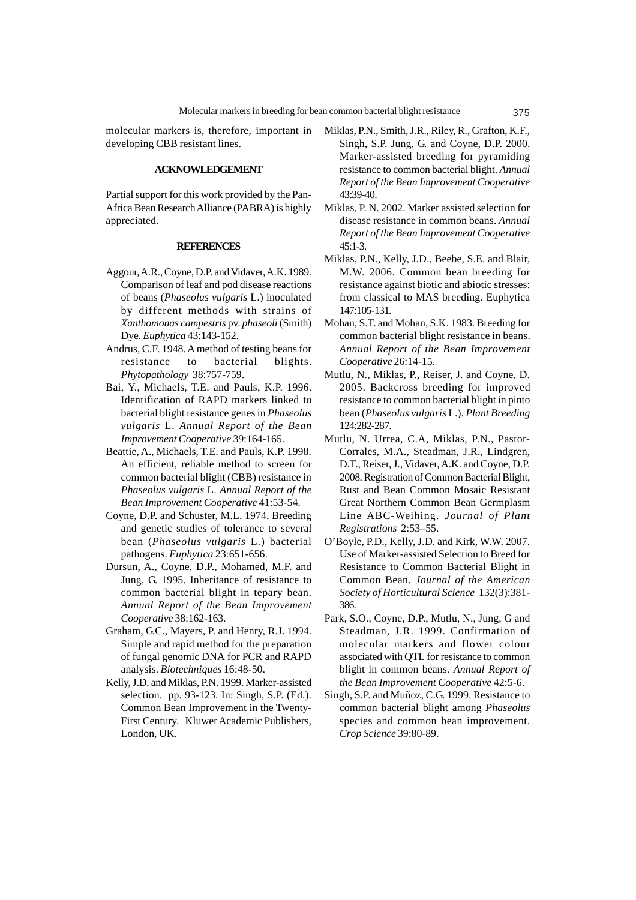molecular markers is, therefore, important in developing CBB resistant lines.

## ACKNOWLEDGEMENT

Partial support for this work provided by the Pan-Africa Bean Research Alliance (PABRA) is highly appreciated.

## REFERENCES

Aggour, A.R., Coyne, D.P. and Vidaver, A.K. 1989. Comparison of leaf and pod disease reactions of beans (*Phaseolus vulgaris* L.) inoculated by different methods with strains of *Xanthomonas campestris* pv. *phaseoli* (Smith) Dye. *Euphytica* 43:143-152.

Andrus, C.F. 1948. A method of testing beans for resistance to bacterial blights. *Phytopathology* 38:757-759.

Bai, Y., Michaels, T.E. and Pauls, K.P. 1996. Identification of RAPD markers linked to bacterial blight resistance genes in *Phaseolus vulgaris* L. *Annual Report of the Bean Improvement Cooperative* 39:164-165.

Beattie, A., Michaels, T.E. and Pauls, K.P. 1998. An efficient, reliable method to screen for common bacterial blight (CBB) resistance in *Phaseolus vulgaris* L. *Annual Report of the Bean Improvement Cooperative* 41:53-54.

Coyne, D.P. and Schuster, M.L. 1974. Breeding and genetic studies of tolerance to several bean (*Phaseolus vulgaris* L.) bacterial pathogens. *Euphytica* 23:651-656.

Dursun, A., Coyne, D.P., Mohamed, M.F. and Jung, G. 1995. Inheritance of resistance to common bacterial blight in tepary bean. *Annual Report of the Bean Improvement Cooperative* 38:162-163.

Graham, G.C., Mayers, P. and Henry, R.J. 1994. Simple and rapid method for the preparation of fungal genomic DNA for PCR and RAPD analysis. *Biotechniques* 16:48-50.

Kelly, J.D. and Miklas, P.N. 1999. Marker-assisted selection. pp. 93-123. In: Singh, S.P. (Ed.). Common Bean Improvement in the Twenty-First Century. Kluwer Academic Publishers, London, UK.

Miklas, P.N., Smith, J.R., Riley, R., Grafton, K.F., Singh, S.P. Jung, G. and Coyne, D.P. 2000. Marker-assisted breeding for pyramiding resistance to common bacterial blight. *Annual Report of the Bean Improvement Cooperative* 43:39-40.

Miklas, P. N. 2002. Marker assisted selection for disease resistance in common beans. *Annual Report of the Bean Improvement Cooperative* 45:1-3.

Miklas, P.N., Kelly, J.D., Beebe, S.E. and Blair, M.W. 2006. Common bean breeding for resistance against biotic and abiotic stresses: from classical to MAS breeding. Euphytica 147:105-131.

Mohan, S.T. and Mohan, S.K. 1983. Breeding for common bacterial blight resistance in beans. *Annual Report of the Bean Improvement Cooperative* 26:14-15.

Mutlu, N., Miklas, P., Reiser, J. and Coyne, D. 2005. Backcross breeding for improved resistance to common bacterial blight in pinto bean (*Phaseolus vulgaris* L.). *Plant Breeding* 124:282-287.

Mutlu, N. Urrea, C.A, Miklas, P.N., Pastor-Corrales, M.A., Steadman, J.R., Lindgren, D.T., Reiser, J., Vidaver, A.K. and Coyne, D.P. 2008. Registration of Common Bacterial Blight, Rust and Bean Common Mosaic Resistant Great Northern Common Bean Germplasm Line ABC-Weihing. *Journal of Plant Registrations* 2:53–55.

O'Boyle, P.D., Kelly, J.D. and Kirk, W.W. 2007. Use of Marker-assisted Selection to Breed for Resistance to Common Bacterial Blight in Common Bean. *Journal of the American Society of Horticultural Science* 132(3):381-386.

Park, S.O., Coyne, D.P., Mutlu, N., Jung, G and Steadman, J.R. 1999. Confirmation of molecular markers and flower colour associated with QTL for resistance to common blight in common beans. *Annual Report of the Bean Improvement Cooperative* 42:5-6.

Singh, S.P. and Muñoz, C.G. 1999. Resistance to common bacterial blight among *Phaseolus* species and common bean improvement. *Crop Science* 39:80-89.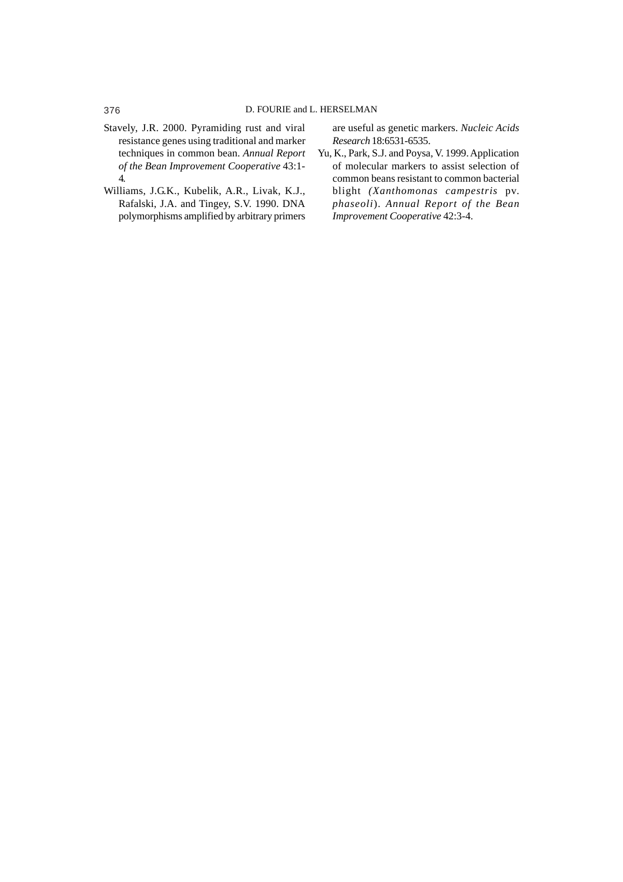Stavely, J.R. 2000. Pyramiding rust and viral resistance genes using traditional and marker techniques in common bean. *Annual Report of the Bean Improvement Cooperative* 43:1-4.

Williams, J.G.K., Kubelik, A.R., Livak, K.J., Rafalski, J.A. and Tingey, S.V. 1990. DNA polymorphisms amplified by arbitrary primers are useful as genetic markers. *Nucleic Acids Research* 18:6531-6535.

Yu, K., Park, S.J. and Poysa, V. 1999. Application of molecular markers to assist selection of common beans resistant to common bacterial blight *(Xanthomonas campestris* pv. *phaseoli*). *Annual Report of the Bean Improvement Cooperative* 42:3-4.